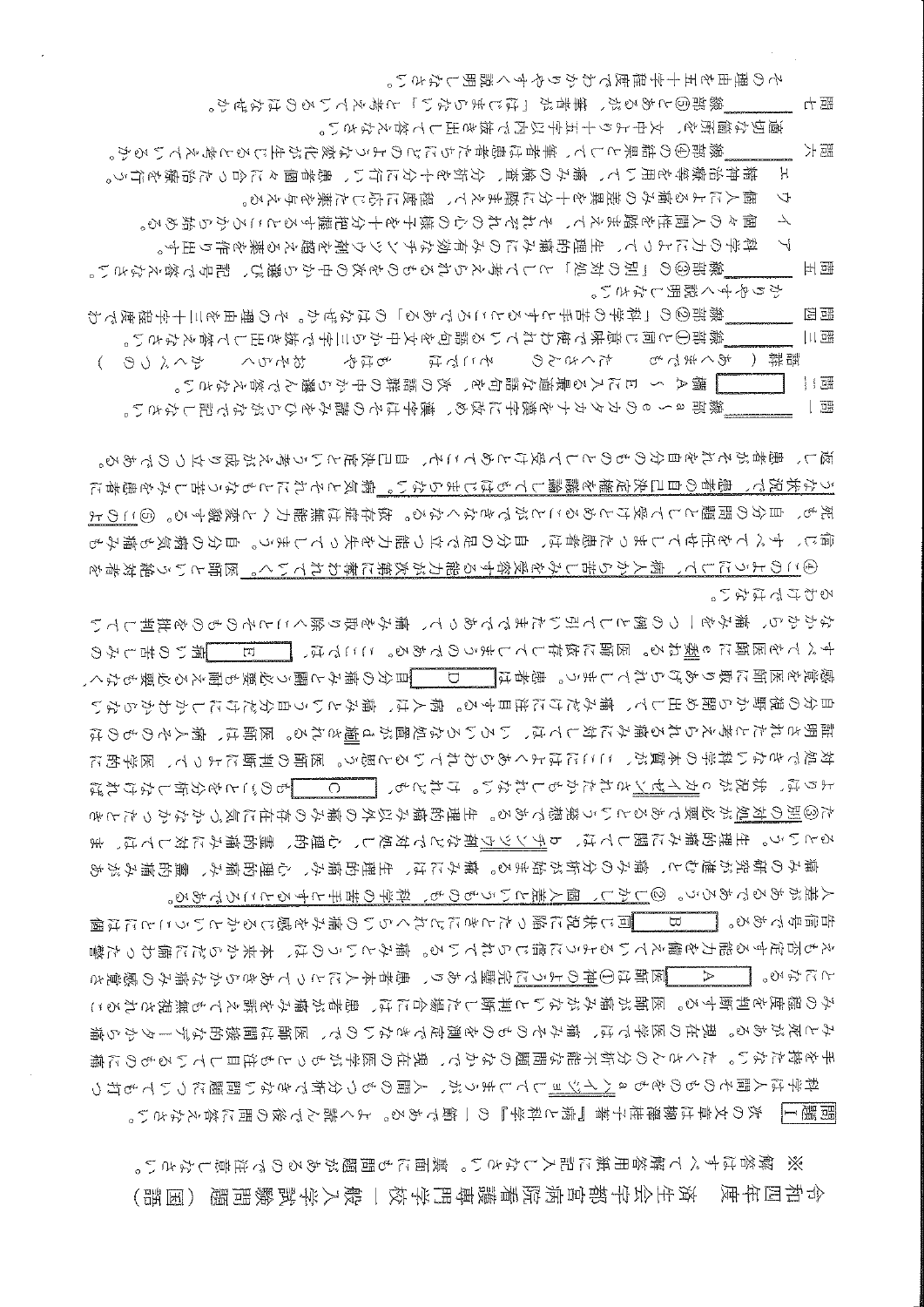# 令和四年度　済生会宇都宮病院看護専門学校　一般入学試験問題（国語）

※　解答はすべて解答用紙に記入しなさい。裏面にも問題があるので注意しなさい。

**問題一**　次の文章は柳澤桂子著『病と科学』の一節である。よく読んで後の問に答えなさい。

科学は人間そのものをもａヘイジョしてしまうが、人間のもつ分析できない問題についても打つ手を持たない。たくさんの分析不能な問題のなかで、現在の医学がもっとも注目しているものに痛みと死がある。現在の医学では、痛みそのものを測定できないので、医師は間接的なデータから痛みの程度を判断する。医師が痛みがないと判断した場合には、患者が痛みを訴えても無視されることになる。［　Ａ　］医師は①神のように完璧であり、患者本人にとってあきらかな痛みの感覚さえも否定する能力を備えているように信じられている。痛みというのは、本来からだに備わった警告信号である。［　Ｂ　］同じ状況に陥ったときにどれくらいの痛みを感じるかということには個人差があるであろう。②しかし、個人差というのも、科学の苦手とするところである。

痛みの研究が進むと、痛みの分析が始まる。痛みには、生理的痛み、心理的痛み、霊的痛みがあるという。生理的痛みに関しては、ｂチンツウ剤などで対処し、心理的、霊的痛みに対しては、また③別の対処が必要であるという発想である。生理的痛み以外の痛みの存在に気づかなかったときよりは、状況がｃカイゼンされたかもしれない。けれども、［　Ｃ　］ものごとを分析しなければ対処できない科学の本質が、ここにはよくあらわれていると思う。医師の判断によって、医学的に証明されたと考えられる痛みに対しては、いろいろな処置がｄ施される。医師は、病人そのものは自分の視野から締め出して、痛みだけに注目する。病人は、痛みという自分だけにしかわからない感覚を医師に取りあげられてしまう。患者は［　Ｄ　］自分の痛みと闘う必要も耐える必要もなく、すべてを医師にｅ委ねる。医師に依存してしまうのである。ここでは、［　Ｅ　］病いの苦しみのなかから、痛みを一つの例として引いただけであって、痛みを取り除くことそのものを批判しているわけではない。

④このようにして、病人から苦しみを受容する能力が次第に奪われていく。医師という絶対者を信じ、すべてを任せてしまった患者は、自分の足で立つ能力を失ってしまう。自分の病気も痛みも死も、自分の問題として受けとめることができなくなる。依存症は無能力へと変貌する。⑤このような状況で、患者の自己決定権を議論してもはじまらない。病気とそれにともなう苦しみを患者に返し、患者がそれを自分のものとして受けとめてこそ、自己決定という考えが成り立つのである。

問一　線部ａ～ｅのカタカナを漢字に改め、漢字はその読みをひらがなで記しなさい。

問二　［　Ａ　］～［　Ｅ　］に入る最適な語句を、次の語群の中から選んで答えなさい。

語群（　あくまでも　　たくさんの　　そこでは　　もはや　　おそらく　　かくべつの　）

問三　線部①と同じ意味で使われている語句を文中から三字で抜き出して答えなさい。

問四　線部②の「科学の苦手とするところである」のはなぜか。その理由を三十字程度でわかりやすく説明しなさい。

問五　線部③の「別の対処」として考えられるものを次の中から選び、記号で答えなさい。

ア　科学の力によって、生理的痛みにのみ有効なチンツウ剤を超える薬を作り出す。
イ　個々の人間性を踏まえて、それぞれの心の様子を十分把握するところから始める。
ウ　個人による痛みの差異を十分に踏まえて、程度に応じた薬を与える。
エ　精神治療等を用いて、痛みの検査、分析を十分に行い、患者個々に合った治療を行う。

問六　線部④の結果として、筆者は患者たちにどのような変化が生じると考えているか。適切な箇所を、文中より十五字以内で抜き出して答えなさい。

問七　線部⑤とあるが、筆者が「はじまらない」と考えているのはなぜか。その理由を五十字程度でわかりやすく説明しなさい。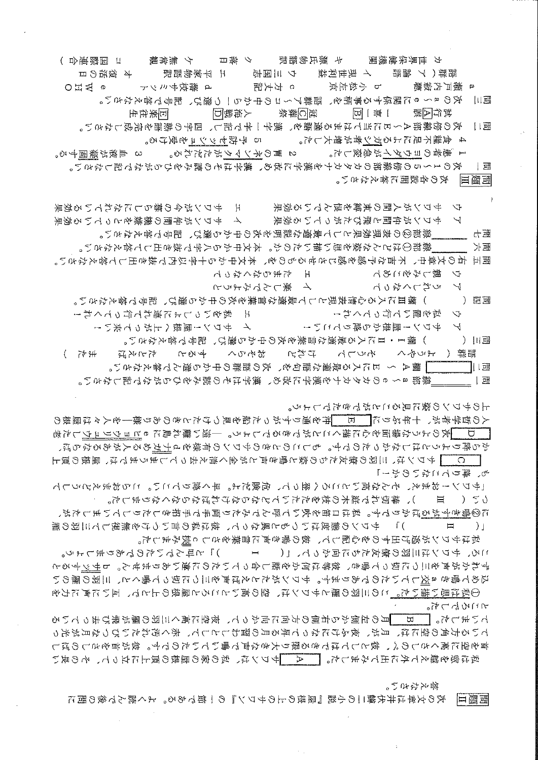**問題II** 次の文章は井伏鱒二の小説『屋根の上のサワン』の一節である。よく読んで後の問に答えなさい。

私は窓を越えて外に出てみました。[ A ]サワンは、私の家の屋根の頂上に立って、その長い首を空に高くさしのべ、彼としてはできる限り大きな声で鳴いていたのです。彼が首をさしのばしている方角の空には、夜ふけになって昇る月の習わしとして、赤く汚れたいびつな月が光っていました。[ B ]月の左側から右側の方向に向かって、夜空に高く三羽の雁が飛び去っているところでした。

①私は思い描いた。この三羽の雁とサワンは、空の高いところと屋根の上とで、互いに声に力を込めて鳴きaカワしていたのであります。サワンがたとえば声を三つに切って鳴くと、三羽の雁のいずれかが声を三つに切って鳴き、彼等は何かを話し合っていたに違いありません。bサッするところ、サワンは三羽の僚友たちに向かって、「（ I ）」と叫んでいたのでありましょう。

私はサワンが逃げ出すのを心配して、彼の鳴き声に言葉をさしc挟みました。

「（ II ）」サワンの態度はいつもと異なって、彼は私の言いつけを無視して三羽の雁に②鳴きすがるばかりです。私は口笛を吹いて呼んでみたり両手で手招きしたりしていましたが、つい（ III ）、棒切れで庭木の枝をたたいてどなりださなければならなくなりました。

「サワン！おまえ、そんな高いところへ登って、危険だよ。早く降りて来い。こらおまえどうして降りて来ないのか！」

[ C ]サワンは、三羽の僚友たちの姿と鳴き声とが全く消え去ってしまうまでは、屋根の頂上から降りようとはしなかったのです。もしこのときのサワンの有様をdナガめる人があるならば、[ D ]次のような絵画を心に描くことができるでしょう。──遠い離れ島にeヒョウリュウした老人の哲学者が、十年ぶりに[ E ]沖を通りすがった船を見つけたときのあり様──を人々は屋根の上のサワンの姿に見ることができたでしょう。

問一 ＿＿線部a～eのカタカナを漢字に改め、漢字はその読みをひらがなで記しなさい。

問二 [ ]欄A～Eに入る最適な語句を、次の語群の中から選んで答えなさい。

語群（ ようやく　そうして　けれど　おそらく　すると　たとえば　また ）

問三 （ ）欄I・IIに入る最適な言葉を次の中から選び、記号で答えなさい。

ア サワン！屋根から降りてこい！　　イ サワン！屋根へ上がって来い！

ウ 私を置いて行ってくれ！　　エ 私をいっしょに連れて行ってくれ！

問四 （ ）欄IIIに入る心情表現として最適な言葉を次の中から選び、記号で答えなさい。

ア うらやましくなって　　イ 楽しんでみようと

ウ 親しみをこめて　　エ たまらなくなって

問五 右の文章中、不吉な予感を感じさせるものを、本文中から十字以内で抜き出して答えなさい。

問六 ＿＿線部①はどんな姿を思い描いたのか。本文中から八字で抜き出して答えなさい。

問七 ＿＿線部②の表現効果として最適な説明を次の中から選び、記号で答えなさい。

ア サワンが仲間と飛びたがっている効果　　イ サワンが仲間の機嫌をとっている効果

ウ サワンが人間の束縛を拒んでいる効果　　エ サワンが今の暮らしになれている効果

**問題III** 次の各設問に答えなさい。

問一 次の1～5の傍線部のカタカナを漢字に改め、漢字はその読みをひらがなで記しなさい。

1 患者のヨウダイが急変した。　2 胃のネンマクがただれる。　3 血液が凝固する。

4 食糧不足によるガシ者が増大した。　5 予防セッシュを受ける。

問二 次の傍線部A～Eに当てはまる適語を、漢字一字で記し、四字の熟語を完成しなさい。

試行[A]誤　一[B]一憂　冠[C]葬祭　人跡[D]踏　[E]楽往生

問三 次のa～eに関係する事柄を、語群ア～コの中から一つ選び、記号で答えなさい。

a 瀬戸内寂聴　b 小松左京　c 方丈記　d 諸葛孔明　e WHO

語群（ア 論語　イ 現世利益　ウ 三国志　エ 平家物語　オ 復活の日
カ 世界保健機関　キ 源氏物語　ク 講日　ケ 無常観　コ 国際連合）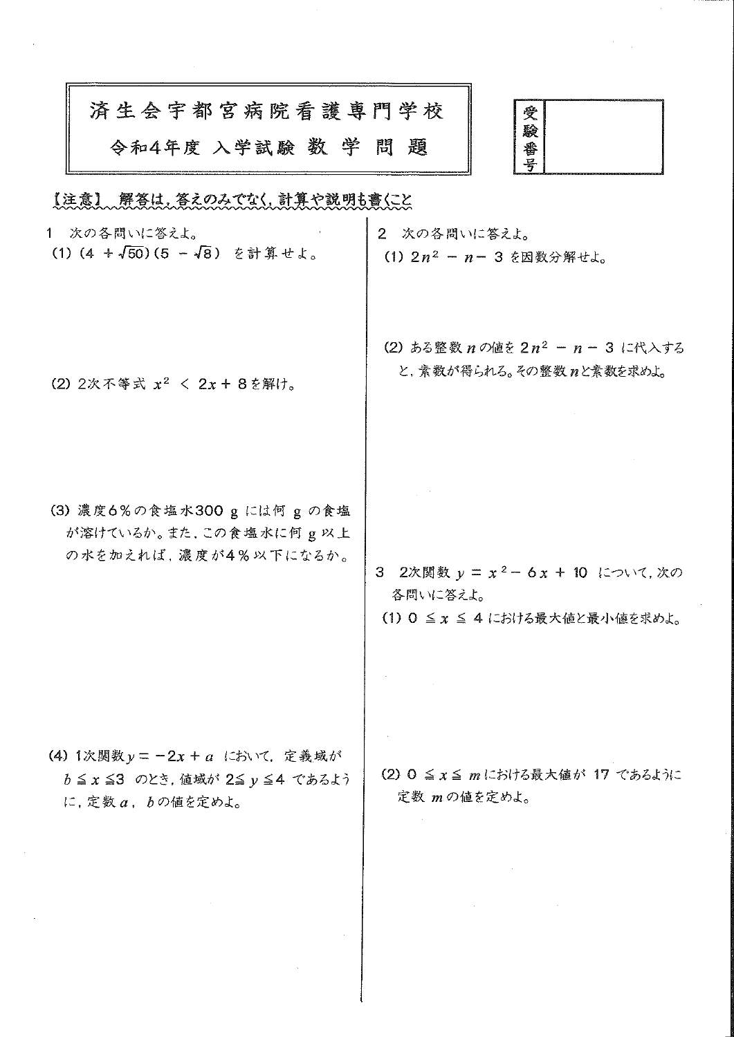# 済生会宇都宮病院看護専門学校

## 令和4年度 入学試験 数学問題

| 受験番号 | |
|---|---|

【注意】 解答は，答えのみでなく，計算や説明も書くこと

1　次の各問いに答えよ。

(1) $(4+\sqrt{50})(5-\sqrt{8})$ を計算せよ。

(2) 2次不等式 $x^2 < 2x+8$ を解け。

(3) 濃度6％の食塩水300 g には何 g の食塩が溶けているか。また，この食塩水に何 g 以上の水を加えれば，濃度が4％以下になるか。

(4) 1次関数 $y=-2x+a$ において，定義域が $b \leqq x \leqq 3$ のとき，値域が $2 \leqq y \leqq 4$ であるように，定数 $a$，$b$ の値を定めよ。

2　次の各問いに答えよ。

(1) $2n^2-n-3$ を因数分解せよ。

(2) ある整数 $n$ の値を $2n^2-n-3$ に代入すると，素数が得られる。その整数 $n$ と素数を求めよ。

3　2次関数 $y=x^2-6x+10$ について，次の各問いに答えよ。

(1) $0 \leqq x \leqq 4$ における最大値と最小値を求めよ。

(2) $0 \leqq x \leqq m$ における最大値が 17 であるように定数 $m$ の値を定めよ。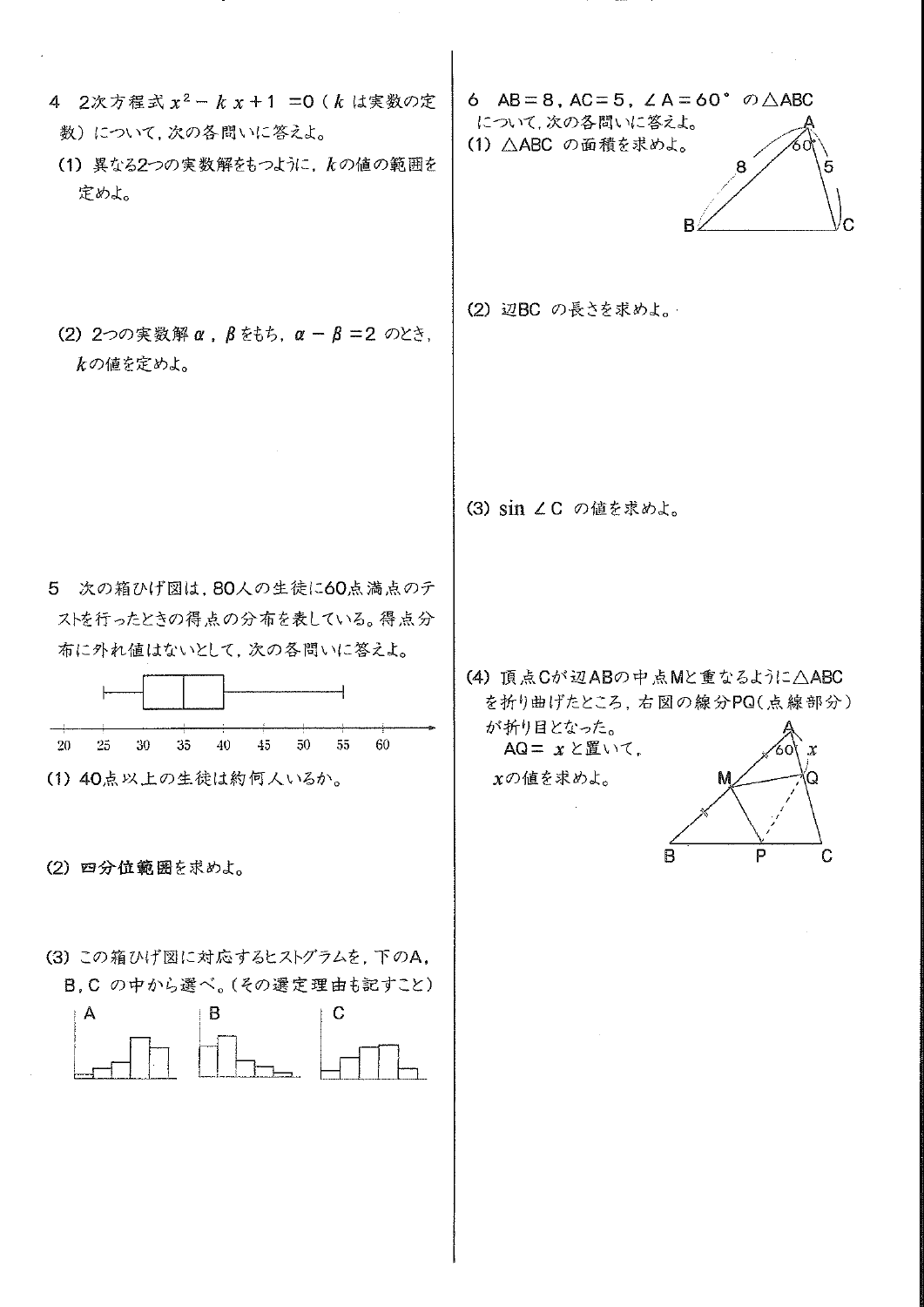4　2次方程式 $x^2 - kx + 1 = 0$（$k$ は実数の定数）について，次の各問いに答えよ。

(1) 異なる2つの実数解をもつように，$k$の値の範囲を定めよ。

(2) 2つの実数解 $\alpha$，$\beta$をもち，$\alpha - \beta = 2$ のとき，$k$の値を定めよ。

5　次の箱ひげ図は，80人の生徒に60点満点のテストを行ったときの得点の分布を表している。得点分布に外れ値はないとして，次の各問いに答えよ。

(1) 40点以上の生徒は約何人いるか。

(2) 四分位範囲を求めよ。

(3) この箱ひげ図に対応するヒストグラムを，下のA，B，C の中から選べ。（その選定理由も記すこと）

6　AB＝8，AC＝5，∠A＝60° の△ABC について，次の各問いに答えよ。

(1) △ABC の面積を求めよ。

(2) 辺BC の長さを求めよ。

(3) $\sin \angle C$ の値を求めよ。

(4) 頂点Cが辺ABの中点Mと重なるように△ABC を折り曲げたところ，右図の線分PQ（点線部分）が折り目となった。
AQ＝ $x$ と置いて，$x$の値を求めよ。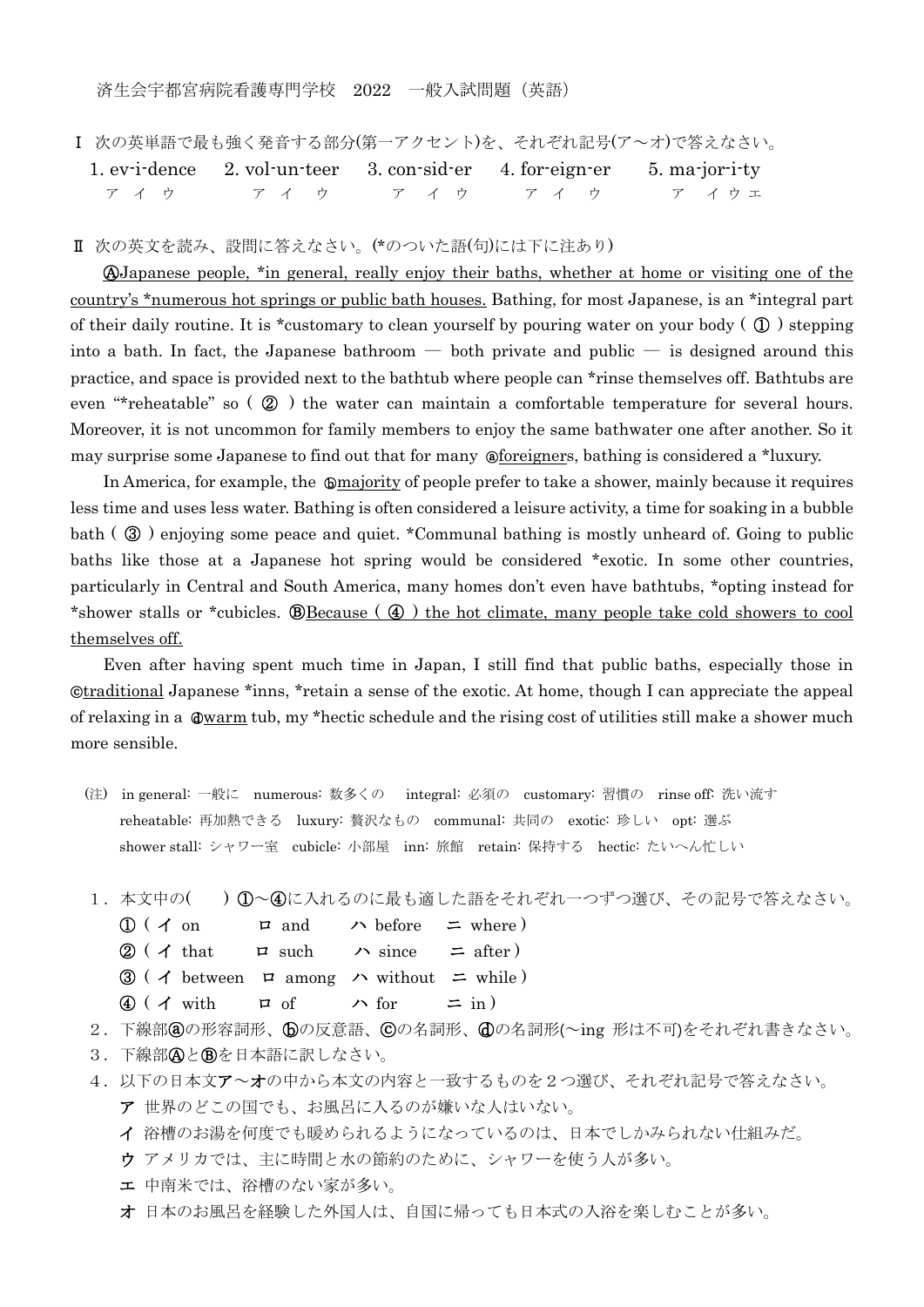済生会宇都宮病院看護専門学校　2022　一般入試問題（英語）

Ⅰ 次の英単語で最も強く発音する部分(第一アクセント)を、それぞれ記号(ア～オ)で答えなさい。

| 1. ev-i-dence | 2. vol-un-teer | 3. con-sid-er | 4. for-eign-er | 5. ma-jor-i-ty |
|---|---|---|---|---|
| ア イ ウ | ア イ ウ | ア イ ウ | ア イ ウ | ア イ ウ エ |

Ⅱ 次の英文を読み、設問に答えなさい。(*のついた語(句)には下に注あり)

<u>ⒶJapanese people, *in general, really enjoy their baths, whether at home or visiting one of the country's *numerous hot springs or public bath houses.</u> Bathing, for most Japanese, is an *integral part of their daily routine. It is *customary to clean yourself by pouring water on your body ( ① ) stepping into a bath. In fact, the Japanese bathroom — both private and public — is designed around this practice, and space is provided next to the bathtub where people can *rinse themselves off. Bathtubs are even "*reheatable" so ( ② ) the water can maintain a comfortable temperature for several hours. Moreover, it is not uncommon for family members to enjoy the same bathwater one after another. So it may surprise some Japanese to find out that for many ⓐ<u>foreigner</u>s, bathing is considered a *luxury.

In America, for example, the ⓑ<u>majority</u> of people prefer to take a shower, mainly because it requires less time and uses less water. Bathing is often considered a leisure activity, a time for soaking in a bubble bath ( ③ ) enjoying some peace and quiet. *Communal bathing is mostly unheard of. Going to public baths like those at a Japanese hot spring would be considered *exotic. In some other countries, particularly in Central and South America, many homes don't even have bathtubs, *opting instead for *shower stalls or *cubicles. Ⓑ<u>Because ( ④ ) the hot climate, many people take cold showers to cool themselves off.</u>

Even after having spent much time in Japan, I still find that public baths, especially those in ⓒ<u>traditional</u> Japanese *inns, *retain a sense of the exotic. At home, though I can appreciate the appeal of relaxing in a ⓓ<u>warm</u> tub, my *hectic schedule and the rising cost of utilities still make a shower much more sensible.

(注) in general: 一般に　numerous: 数多くの　integral: 必須の　customary: 習慣の　rinse off: 洗い流す
reheatable: 再加熱できる　luxury: 贅沢なもの　communal: 共同の　exotic: 珍しい　opt: 選ぶ
shower stall: シャワー室　cubicle: 小部屋　inn: 旅館　retain: 保持する　hectic: たいへん忙しい

1．本文中の(　　) ①～④に入れるのに最も適した語をそれぞれ一つずつ選び、その記号で答えなさい。
- ①（ イ on　ロ and　ハ before　ニ where ）
- ②（ イ that　ロ such　ハ since　ニ after ）
- ③（ イ between　ロ among　ハ without　ニ while ）
- ④（ イ with　ロ of　ハ for　ニ in ）

2．下線部ⓐの形容詞形、ⓑの反意語、ⓒの名詞形、ⓓの名詞形(～ing 形は不可)をそれぞれ書きなさい。

3．下線部ⒶとⒷを日本語に訳しなさい。

4．以下の日本文**ア**～**オ**の中から本文の内容と一致するものを２つ選び、それぞれ記号で答えなさい。
- **ア** 世界のどこの国でも、お風呂に入るのが嫌いな人はいない。
- **イ** 浴槽のお湯を何度でも暖められるようになっているのは、日本でしかみられない仕組みだ。
- **ウ** アメリカでは、主に時間と水の節約のために、シャワーを使う人が多い。
- **エ** 中南米では、浴槽のない家が多い。
- **オ** 日本のお風呂を経験した外国人は、自国に帰っても日本式の入浴を楽しむことが多い。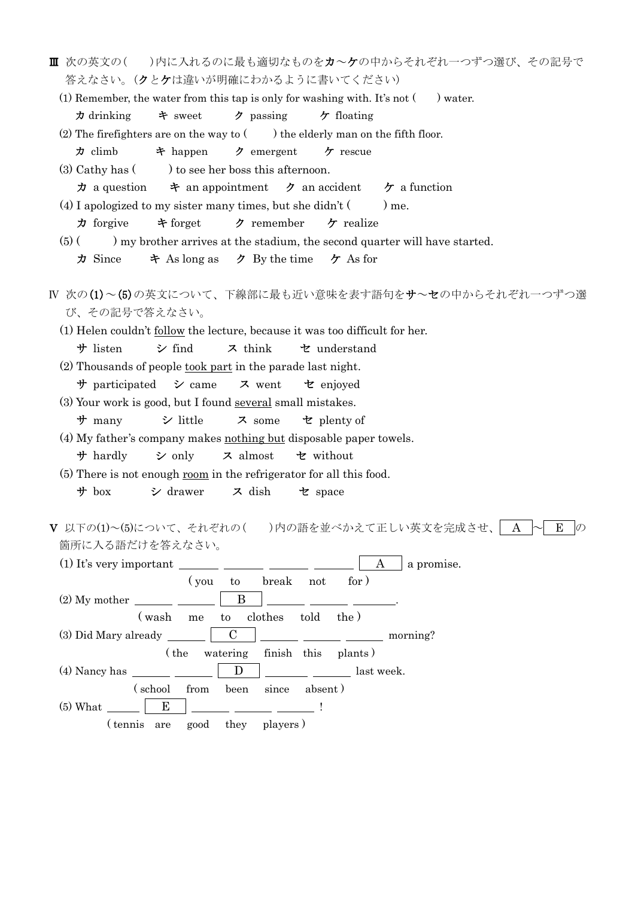Ⅲ 次の英文の(　　)内に入れるのに最も適切なものをカ～ケの中からそれぞれ一つずつ選び、その記号で答えなさい。(クとケは違いが明確にわかるように書いてください)

(1) Remember, the water from this tap is only for washing with. It's not (　　) water.
　カ drinking　　キ sweet　　ク passing　　ケ floating

(2) The firefighters are on the way to (　　) the elderly man on the fifth floor.
　カ climb　　キ happen　　ク emergent　　ケ rescue

(3) Cathy has (　　) to see her boss this afternoon.
　カ a question　　キ an appointment　　ク an accident　　ケ a function

(4) I apologized to my sister many times, but she didn't (　　) me.
　カ forgive　　キ forget　　ク remember　　ケ realize

(5) (　　) my brother arrives at the stadium, the second quarter will have started.
　カ Since　　キ As long as　　ク By the time　　ケ As for

Ⅳ 次の(1)～(5)の英文について、下線部に最も近い意味を表す語句をサ～セの中からそれぞれ一つずつ選び、その記号で答えなさい。

(1) Helen couldn't <u>follow</u> the lecture, because it was too difficult for her.
　サ listen　　シ find　　ス think　　セ understand

(2) Thousands of people <u>took part</u> in the parade last night.
　サ participated　　シ came　　ス went　　セ enjoyed

(3) Your work is good, but I found <u>several</u> small mistakes.
　サ many　　シ little　　ス some　　セ plenty of

(4) My father's company makes <u>nothing but</u> disposable paper towels.
　サ hardly　　シ only　　ス almost　　セ without

(5) There is not enough <u>room</u> in the refrigerator for all this food.
　サ box　　シ drawer　　ス dish　　セ space

Ⅴ 以下の(1)～(5)について、それぞれの(　　)内の語を並べかえて正しい英文を完成させ、[ A ]～[ E ]の箇所に入る語だけを答えなさい。

(1) It's very important ＿＿ ＿＿ ＿＿ ＿＿ [ A ] a promise.
　( you　to　break　not　for )

(2) My mother ＿＿ ＿＿ [ B ] ＿＿ ＿＿ ＿＿.
　( wash　me　to　clothes　told　the )

(3) Did Mary already ＿＿ [ C ] ＿＿ ＿＿ ＿＿ morning?
　( the　watering　finish　this　plants )

(4) Nancy has ＿＿ ＿＿ [ D ] ＿＿ ＿＿ last week.
　( school　from　been　since　absent )

(5) What ＿＿ [ E ] ＿＿ ＿＿ ＿＿ !
　( tennis　are　good　they　players )